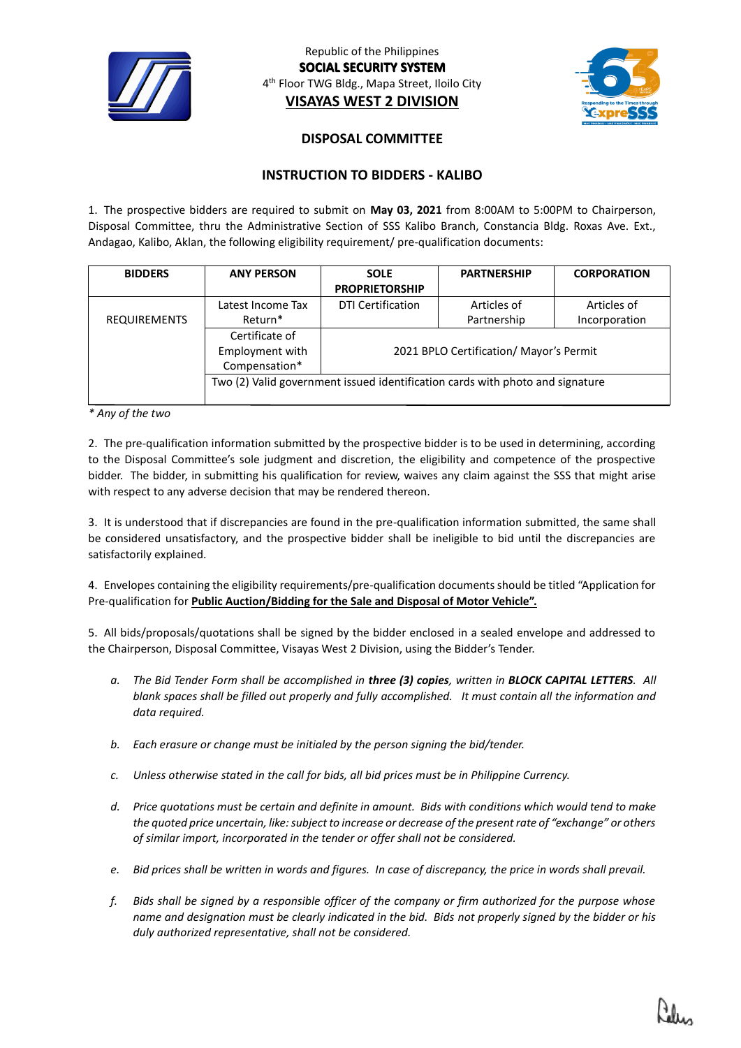Republic of the Philippines
**SOCIAL SECURITY SYSTEM**
4th Floor TWG Bldg., Mapa Street, Iloilo City
**VISAYAS WEST 2 DIVISION**

## DISPOSAL COMMITTEE

## INSTRUCTION TO BIDDERS - KALIBO

1. The prospective bidders are required to submit on **May 03, 2021** from 8:00AM to 5:00PM to Chairperson, Disposal Committee, thru the Administrative Section of SSS Kalibo Branch, Constancia Bldg. Roxas Ave. Ext., Andagao, Kalibo, Aklan, the following eligibility requirement/ pre-qualification documents:

| BIDDERS | ANY PERSON | SOLE PROPRIETORSHIP | PARTNERSHIP | CORPORATION |
|---|---|---|---|---|
| REQUIREMENTS | Latest Income Tax Return* | DTI Certification | Articles of Partnership | Articles of Incorporation |
| | Certificate of Employment with Compensation* | 2021 BPLO Certification/ Mayor's Permit | | |
| | Two (2) Valid government issued identification cards with photo and signature | | | |

*\* Any of the two*

2. The pre-qualification information submitted by the prospective bidder is to be used in determining, according to the Disposal Committee's sole judgment and discretion, the eligibility and competence of the prospective bidder. The bidder, in submitting his qualification for review, waives any claim against the SSS that might arise with respect to any adverse decision that may be rendered thereon.

3. It is understood that if discrepancies are found in the pre-qualification information submitted, the same shall be considered unsatisfactory, and the prospective bidder shall be ineligible to bid until the discrepancies are satisfactorily explained.

4. Envelopes containing the eligibility requirements/pre-qualification documents should be titled "Application for Pre-qualification for **Public Auction/Bidding for the Sale and Disposal of Motor Vehicle".**

5. All bids/proposals/quotations shall be signed by the bidder enclosed in a sealed envelope and addressed to the Chairperson, Disposal Committee, Visayas West 2 Division, using the Bidder's Tender.

   a. *The Bid Tender Form shall be accomplished in **three (3) copies**, written in **BLOCK CAPITAL LETTERS**. All blank spaces shall be filled out properly and fully accomplished. It must contain all the information and data required.*

   b. *Each erasure or change must be initialed by the person signing the bid/tender.*

   c. *Unless otherwise stated in the call for bids, all bid prices must be in Philippine Currency.*

   d. *Price quotations must be certain and definite in amount. Bids with conditions which would tend to make the quoted price uncertain, like: subject to increase or decrease of the present rate of "exchange" or others of similar import, incorporated in the tender or offer shall not be considered.*

   e. *Bid prices shall be written in words and figures. In case of discrepancy, the price in words shall prevail.*

   f. *Bids shall be signed by a responsible officer of the company or firm authorized for the purpose whose name and designation must be clearly indicated in the bid. Bids not properly signed by the bidder or his duly authorized representative, shall not be considered.*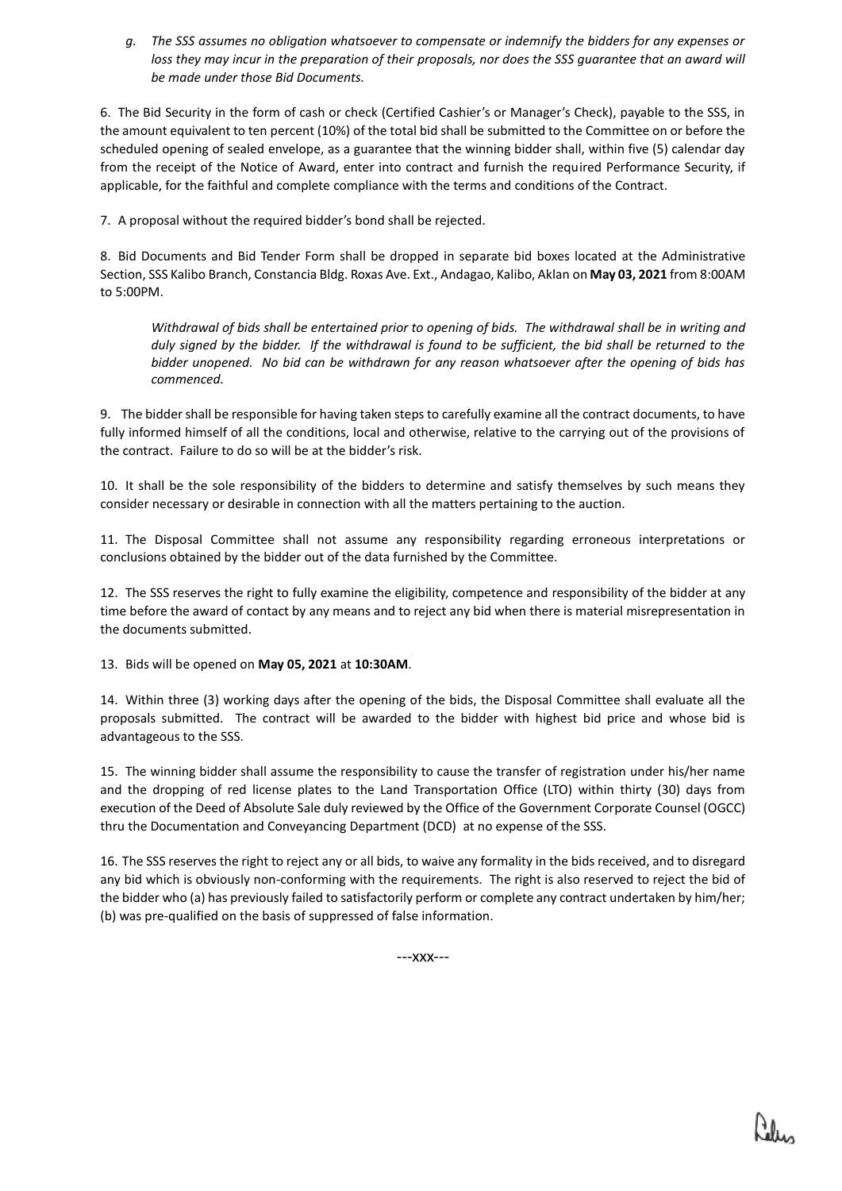*g. The SSS assumes no obligation whatsoever to compensate or indemnify the bidders for any expenses or loss they may incur in the preparation of their proposals, nor does the SSS guarantee that an award will be made under those Bid Documents.*

6. The Bid Security in the form of cash or check (Certified Cashier's or Manager's Check), payable to the SSS, in the amount equivalent to ten percent (10%) of the total bid shall be submitted to the Committee on or before the scheduled opening of sealed envelope, as a guarantee that the winning bidder shall, within five (5) calendar day from the receipt of the Notice of Award, enter into contract and furnish the required Performance Security, if applicable, for the faithful and complete compliance with the terms and conditions of the Contract.

7. A proposal without the required bidder's bond shall be rejected.

8. Bid Documents and Bid Tender Form shall be dropped in separate bid boxes located at the Administrative Section, SSS Kalibo Branch, Constancia Bldg. Roxas Ave. Ext., Andagao, Kalibo, Aklan on **May 03, 2021** from 8:00AM to 5:00PM.

*Withdrawal of bids shall be entertained prior to opening of bids. The withdrawal shall be in writing and duly signed by the bidder. If the withdrawal is found to be sufficient, the bid shall be returned to the bidder unopened. No bid can be withdrawn for any reason whatsoever after the opening of bids has commenced.*

9. The bidder shall be responsible for having taken steps to carefully examine all the contract documents, to have fully informed himself of all the conditions, local and otherwise, relative to the carrying out of the provisions of the contract. Failure to do so will be at the bidder's risk.

10. It shall be the sole responsibility of the bidders to determine and satisfy themselves by such means they consider necessary or desirable in connection with all the matters pertaining to the auction.

11. The Disposal Committee shall not assume any responsibility regarding erroneous interpretations or conclusions obtained by the bidder out of the data furnished by the Committee.

12. The SSS reserves the right to fully examine the eligibility, competence and responsibility of the bidder at any time before the award of contact by any means and to reject any bid when there is material misrepresentation in the documents submitted.

13. Bids will be opened on **May 05, 2021** at **10:30AM**.

14. Within three (3) working days after the opening of the bids, the Disposal Committee shall evaluate all the proposals submitted. The contract will be awarded to the bidder with highest bid price and whose bid is advantageous to the SSS.

15. The winning bidder shall assume the responsibility to cause the transfer of registration under his/her name and the dropping of red license plates to the Land Transportation Office (LTO) within thirty (30) days from execution of the Deed of Absolute Sale duly reviewed by the Office of the Government Corporate Counsel (OGCC) thru the Documentation and Conveyancing Department (DCD) at no expense of the SSS.

16. The SSS reserves the right to reject any or all bids, to waive any formality in the bids received, and to disregard any bid which is obviously non-conforming with the requirements. The right is also reserved to reject the bid of the bidder who (a) has previously failed to satisfactorily perform or complete any contract undertaken by him/her; (b) was pre-qualified on the basis of suppressed of false information.

---xxx---